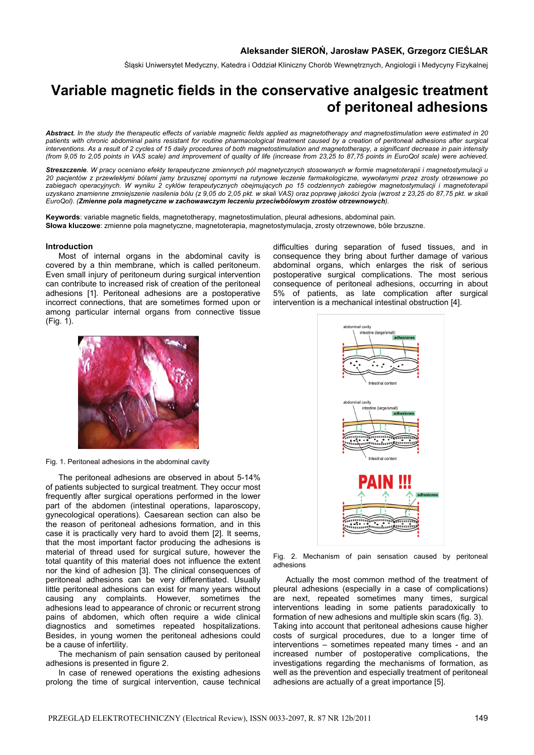**Aleksander SIEROŃ, Jarosław PASEK, Grzegorz CIEŚLAR**

Śląski Uniwersytet Medyczny, Katedra i Oddział Kliniczny Chorób Wewnętrznych, Angiologii i Medycyny Fizykalnej

# Variable magnetic fields in the conservative analgesic treatment of peritoneal adhesions

***Abstract.*** *In the study the therapeutic effects of variable magnetic fields applied as magnetotherapy and magnetostimulation were estimated in 20 patients with chronic abdominal pains resistant for routine pharmacological treatment caused by a creation of peritoneal adhesions after surgical interventions. As a result of 2 cycles of 15 daily procedures of both magnetostimulation and magnetotherapy, a significant decrease in pain intensity (from 9,05 to 2,05 points in VAS scale) and improvement of quality of life (increase from 23,25 to 87,75 points in EuroQol scale) were achieved.*

***Streszczenie.*** *W pracy oceniano efekty terapeutyczne zmiennych pól magnetycznych stosowanych w formie magnetoterapii i magnetostymulacji u 20 pacjentów z przewlekłymi bólami jamy brzusznej opornymi na rutynowe leczenie farmakologiczne, wywołanymi przez zrosty otrzewnowe po zabiegach operacyjnych. W wyniku 2 cyklów terapeutycznych obejmujących po 15 codziennych zabiegów magnetostymulacji i magnetoterapii uzyskano znamienne zmniejszenie nasilenia bólu (z 9,05 do 2,05 pkt. w skali VAS) oraz poprawę jakości życia (wzrost z 23,25 do 87,75 pkt. w skali EuroQol). (**Zmienne pola magnetyczne w zachowawczym leczeniu przeciwbólowym zrostów otrzewnowych**).*

**Keywords**: variable magnetic fields, magnetotherapy, magnetostimulation, pleural adhesions, abdominal pain.
**Słowa kluczowe**: zmienne pola magnetyczne, magnetoterapia, magnetostymulacja, zrosty otrzewnowe, bóle brzuszne.

## Introduction

Most of internal organs in the abdominal cavity is covered by a thin membrane, which is called peritoneum. Even small injury of peritoneum during surgical intervention can contribute to increased risk of creation of the peritoneal adhesions [1]. Peritoneal adhesions are a postoperative incorrect connections, that are sometimes formed upon or among particular internal organs from connective tissue (Fig. 1).

Fig. 1. Peritoneal adhesions in the abdominal cavity

The peritoneal adhesions are observed in about 5-14% of patients subjected to surgical treatment. They occur most frequently after surgical operations performed in the lower part of the abdomen (intestinal operations, laparoscopy, gynecological operations). Caesarean section can also be the reason of peritoneal adhesions formation, and in this case it is practically very hard to avoid them [2]. It seems, that the most important factor producing the adhesions is material of thread used for surgical suture, however the total quantity of this material does not influence the extent nor the kind of adhesion [3]. The clinical consequences of peritoneal adhesions can be very differentiated. Usually little peritoneal adhesions can exist for many years without causing any complaints. However, sometimes the adhesions lead to appearance of chronic or recurrent strong pains of abdomen, which often require a wide clinical diagnostics and sometimes repeated hospitalizations. Besides, in young women the peritoneal adhesions could be a cause of infertility.

The mechanism of pain sensation caused by peritoneal adhesions is presented in figure 2.

In case of renewed operations the existing adhesions prolong the time of surgical intervention, cause technical difficulties during separation of fused tissues, and in consequence they bring about further damage of various abdominal organs, which enlarges the risk of serious postoperative surgical complications. The most serious consequence of peritoneal adhesions, occurring in about 5% of patients, as late complication after surgical intervention is a mechanical intestinal obstruction [4].

Fig. 2. Mechanism of pain sensation caused by peritoneal adhesions

Actually the most common method of the treatment of pleural adhesions (especially in a case of complications) are next, repeated sometimes many times, surgical interventions leading in some patients paradoxically to formation of new adhesions and multiple skin scars (fig. 3). Taking into account that peritoneal adhesions cause higher costs of surgical procedures, due to a longer time of interventions – sometimes repeated many times - and an increased number of postoperative complications, the investigations regarding the mechanisms of formation, as well as the prevention and especially treatment of peritoneal adhesions are actually of a great importance [5].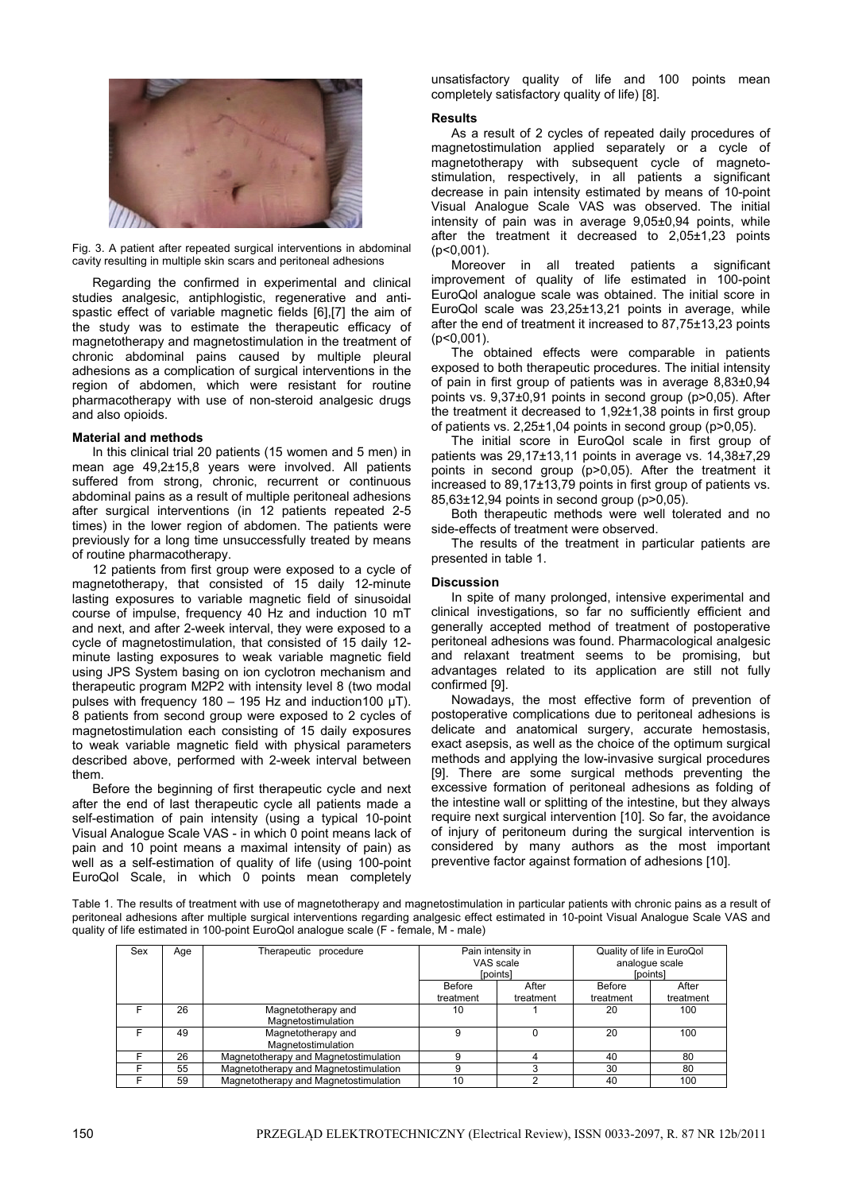Fig. 3. A patient after repeated surgical interventions in abdominal cavity resulting in multiple skin scars and peritoneal adhesions

Regarding the confirmed in experimental and clinical studies analgesic, antiphlogistic, regenerative and anti-spastic effect of variable magnetic fields [6],[7] the aim of the study was to estimate the therapeutic efficacy of magnetotherapy and magnetostimulation in the treatment of chronic abdominal pains caused by multiple pleural adhesions as a complication of surgical interventions in the region of abdomen, which were resistant for routine pharmacotherapy with use of non-steroid analgesic drugs and also opioids.

**Material and methods**

In this clinical trial 20 patients (15 women and 5 men) in mean age 49,2±15,8 years were involved. All patients suffered from strong, chronic, recurrent or continuous abdominal pains as a result of multiple peritoneal adhesions after surgical interventions (in 12 patients repeated 2-5 times) in the lower region of abdomen. The patients were previously for a long time unsuccessfully treated by means of routine pharmacotherapy.

12 patients from first group were exposed to a cycle of magnetotherapy, that consisted of 15 daily 12-minute lasting exposures to variable magnetic field of sinusoidal course of impulse, frequency 40 Hz and induction 10 mT and next, and after 2-week interval, they were exposed to a cycle of magnetostimulation, that consisted of 15 daily 12-minute lasting exposures to weak variable magnetic field using JPS System basing on ion cyclotron mechanism and therapeutic program M2P2 with intensity level 8 (two modal pulses with frequency 180 – 195 Hz and induction100 μT). 8 patients from second group were exposed to 2 cycles of magnetostimulation each consisting of 15 daily exposures to weak variable magnetic field with physical parameters described above, performed with 2-week interval between them.

Before the beginning of first therapeutic cycle and next after the end of last therapeutic cycle all patients made a self-estimation of pain intensity (using a typical 10-point Visual Analogue Scale VAS - in which 0 point means lack of pain and 10 point means a maximal intensity of pain) as well as a self-estimation of quality of life (using 100-point EuroQol Scale, in which 0 points mean completely unsatisfactory quality of life and 100 points mean completely satisfactory quality of life) [8].

**Results**

As a result of 2 cycles of repeated daily procedures of magnetostimulation applied separately or a cycle of magnetotherapy with subsequent cycle of magnetostimulation, respectively, in all patients a significant decrease in pain intensity estimated by means of 10-point Visual Analogue Scale VAS was observed. The initial intensity of pain was in average 9,05±0,94 points, while after the treatment it decreased to 2,05±1,23 points ($p<0{,}001$).

Moreover in all treated patients a significant improvement of quality of life estimated in 100-point EuroQol analogue scale was obtained. The initial score in EuroQol scale was 23,25±13,21 points in average, while after the end of treatment it increased to 87,75±13,23 points ($p<0{,}001$).

The obtained effects were comparable in patients exposed to both therapeutic procedures. The initial intensity of pain in first group of patients was in average 8,83±0,94 points vs. 9,37±0,91 points in second group ($p>0{,}05$). After the treatment it decreased to 1,92±1,38 points in first group of patients vs. 2,25±1,04 points in second group ($p>0{,}05$).

The initial score in EuroQol scale in first group of patients was 29,17±13,11 points in average vs. 14,38±7,29 points in second group ($p>0{,}05$). After the treatment it increased to 89,17±13,79 points in first group of patients vs. 85,63±12,94 points in second group ($p>0{,}05$).

Both therapeutic methods were well tolerated and no side-effects of treatment were observed.

The results of the treatment in particular patients are presented in table 1.

**Discussion**

In spite of many prolonged, intensive experimental and clinical investigations, so far no sufficiently efficient and generally accepted method of treatment of postoperative peritoneal adhesions was found. Pharmacological analgesic and relaxant treatment seems to be promising, but advantages related to its application are still not fully confirmed [9].

Nowadays, the most effective form of prevention of postoperative complications due to peritoneal adhesions is delicate and anatomical surgery, accurate hemostasis, exact asepsis, as well as the choice of the optimum surgical methods and applying the low-invasive surgical procedures [9]. There are some surgical methods preventing the excessive formation of peritoneal adhesions as folding of the intestine wall or splitting of the intestine, but they always require next surgical intervention [10]. So far, the avoidance of injury of peritoneum during the surgical intervention is considered by many authors as the most important preventive factor against formation of adhesions [10].

Table 1. The results of treatment with use of magnetotherapy and magnetostimulation in particular patients with chronic pains as a result of peritoneal adhesions after multiple surgical interventions regarding analgesic effect estimated in 10-point Visual Analogue Scale VAS and quality of life estimated in 100-point EuroQol analogue scale (F - female, M - male)

| Sex | Age | Therapeutic procedure | Pain intensity in VAS scale [points] | | Quality of life in EuroQol analogue scale [points] | |
|---|---|---|---|---|---|---|
| | | | Before treatment | After treatment | Before treatment | After treatment |
| F | 26 | Magnetotherapy and Magnetostimulation | 10 | 1 | 20 | 100 |
| F | 49 | Magnetotherapy and Magnetostimulation | 9 | 0 | 20 | 100 |
| F | 26 | Magnetotherapy and Magnetostimulation | 9 | 4 | 40 | 80 |
| F | 55 | Magnetotherapy and Magnetostimulation | 9 | 3 | 30 | 80 |
| F | 59 | Magnetotherapy and Magnetostimulation | 10 | 2 | 40 | 100 |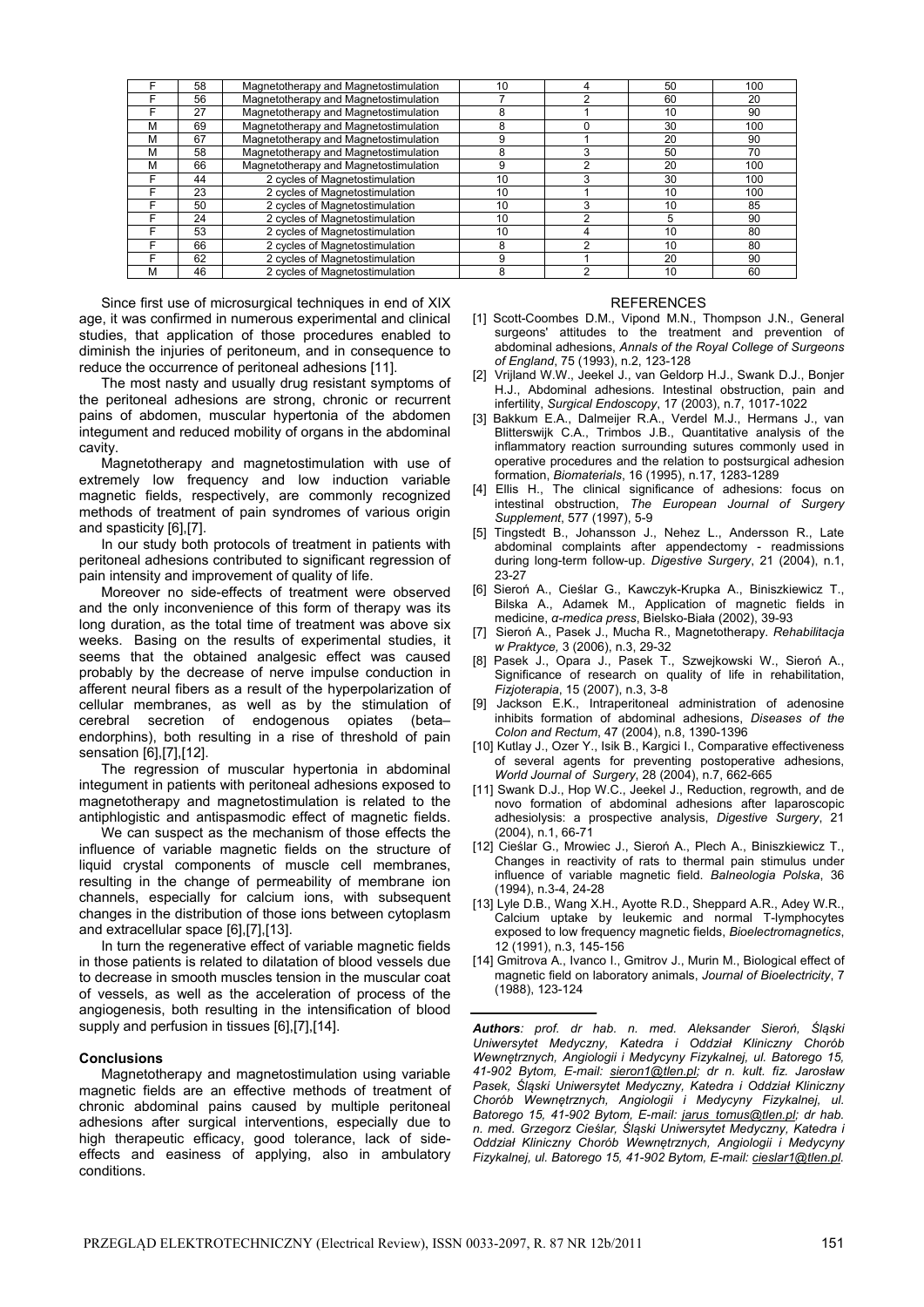| | | | | | | |
|---|---|---|---|---|---|---|
| F | 58 | Magnetotherapy and Magnetostimulation | 10 | 4 | 50 | 100 |
| F | 56 | Magnetotherapy and Magnetostimulation | 7 | 2 | 60 | 20 |
| F | 27 | Magnetotherapy and Magnetostimulation | 8 | 1 | 10 | 90 |
| M | 69 | Magnetotherapy and Magnetostimulation | 8 | 0 | 30 | 100 |
| M | 67 | Magnetotherapy and Magnetostimulation | 9 | 1 | 20 | 90 |
| M | 58 | Magnetotherapy and Magnetostimulation | 8 | 3 | 50 | 70 |
| M | 66 | Magnetotherapy and Magnetostimulation | 9 | 2 | 20 | 100 |
| F | 44 | 2 cycles of Magnetostimulation | 10 | 3 | 30 | 100 |
| F | 23 | 2 cycles of Magnetostimulation | 10 | 1 | 10 | 100 |
| F | 50 | 2 cycles of Magnetostimulation | 10 | 3 | 10 | 85 |
| F | 24 | 2 cycles of Magnetostimulation | 10 | 2 | 5 | 90 |
| F | 53 | 2 cycles of Magnetostimulation | 10 | 4 | 10 | 80 |
| F | 66 | 2 cycles of Magnetostimulation | 8 | 2 | 10 | 80 |
| F | 62 | 2 cycles of Magnetostimulation | 9 | 1 | 20 | 90 |
| M | 46 | 2 cycles of Magnetostimulation | 8 | 2 | 10 | 60 |

Since first use of microsurgical techniques in end of XIX age, it was confirmed in numerous experimental and clinical studies, that application of those procedures enabled to diminish the injuries of peritoneum, and in consequence to reduce the occurrence of peritoneal adhesions [11].

The most nasty and usually drug resistant symptoms of the peritoneal adhesions are strong, chronic or recurrent pains of abdomen, muscular hypertonia of the abdomen integument and reduced mobility of organs in the abdominal cavity.

Magnetotherapy and magnetostimulation with use of extremely low frequency and low induction variable magnetic fields, respectively, are commonly recognized methods of treatment of pain syndromes of various origin and spasticity [6],[7].

In our study both protocols of treatment in patients with peritoneal adhesions contributed to significant regression of pain intensity and improvement of quality of life.

Moreover no side-effects of treatment were observed and the only inconvenience of this form of therapy was its long duration, as the total time of treatment was above six weeks. Basing on the results of experimental studies, it seems that the obtained analgesic effect was caused probably by the decrease of nerve impulse conduction in afferent neural fibers as a result of the hyperpolarization of cellular membranes, as well as by the stimulation of cerebral secretion of endogenous opiates (beta–endorphins), both resulting in a rise of threshold of pain sensation [6],[7],[12].

The regression of muscular hypertonia in abdominal integument in patients with peritoneal adhesions exposed to magnetotherapy and magnetostimulation is related to the antiphlogistic and antispasmodic effect of magnetic fields.

We can suspect as the mechanism of those effects the influence of variable magnetic fields on the structure of liquid crystal components of muscle cell membranes, resulting in the change of permeability of membrane ion channels, especially for calcium ions, with subsequent changes in the distribution of those ions between cytoplasm and extracellular space [6],[7],[13].

In turn the regenerative effect of variable magnetic fields in those patients is related to dilatation of blood vessels due to decrease in smooth muscles tension in the muscular coat of vessels, as well as the acceleration of process of the angiogenesis, both resulting in the intensification of blood supply and perfusion in tissues [6],[7],[14].

## Conclusions

Magnetotherapy and magnetostimulation using variable magnetic fields are an effective methods of treatment of chronic abdominal pains caused by multiple peritoneal adhesions after surgical interventions, especially due to high therapeutic efficacy, good tolerance, lack of side-effects and easiness of applying, also in ambulatory conditions.

## REFERENCES

[1] Scott-Coombes D.M., Vipond M.N., Thompson J.N., General surgeons' attitudes to the treatment and prevention of abdominal adhesions, *Annals of the Royal College of Surgeons of England*, 75 (1993), n.2, 123-128

[2] Vrijland W.W., Jeekel J., van Geldorp H.J., Swank D.J., Bonjer H.J., Abdominal adhesions. Intestinal obstruction, pain and infertility, *Surgical Endoscopy*, 17 (2003), n.7, 1017-1022

[3] Bakkum E.A., Dalmeijer R.A., Verdel M.J., Hermans J., van Blitterswijk C.A., Trimbos J.B., Quantitative analysis of the inflammatory reaction surrounding sutures commonly used in operative procedures and the relation to postsurgical adhesion formation, *Biomaterials*, 16 (1995), n.17, 1283-1289

[4] Ellis H., The clinical significance of adhesions: focus on intestinal obstruction, *The European Journal of Surgery Supplement*, 577 (1997), 5-9

[5] Tingstedt B., Johansson J., Nehez L., Andersson R., Late abdominal complaints after appendectomy - readmissions during long-term follow-up. *Digestive Surgery*, 21 (2004), n.1, 23-27

[6] Sieroń A., Cieślar G., Kawczyk-Krupka A., Biniszkiewicz T., Bilska A., Adamek M., Application of magnetic fields in medicine, *α-medica press*, Bielsko-Biała (2002), 39-93

[7] Sieroń A., Pasek J., Mucha R., Magnetotherapy. *Rehabilitacja w Praktyce,* 3 (2006), n.3, 29-32

[8] Pasek J., Opara J., Pasek T., Szwejkowski W., Sieroń A., Significance of research on quality of life in rehabilitation, *Fizjoterapia*, 15 (2007), n.3, 3-8

[9] Jackson E.K., Intraperitoneal administration of adenosine inhibits formation of abdominal adhesions, *Diseases of the Colon and Rectum*, 47 (2004), n.8, 1390-1396

[10] Kutlay J., Ozer Y., Isik B., Kargici I., Comparative effectiveness of several agents for preventing postoperative adhesions, *World Journal of Surgery*, 28 (2004), n.7, 662-665

[11] Swank D.J., Hop W.C., Jeekel J., Reduction, regrowth, and de novo formation of abdominal adhesions after laparoscopic adhesiolysis: a prospective analysis, *Digestive Surgery*, 21 (2004), n.1, 66-71

[12] Cieślar G., Mrowiec J., Sieroń A., Plech A., Biniszkiewicz T., Changes in reactivity of rats to thermal pain stimulus under influence of variable magnetic field. *Balneologia Polska*, 36 (1994), n.3-4, 24-28

[13] Lyle D.B., Wang X.H., Ayotte R.D., Sheppard A.R., Adey W.R., Calcium uptake by leukemic and normal T-lymphocytes exposed to low frequency magnetic fields, *Bioelectromagnetics*, 12 (1991), n.3, 145-156

[14] Gmitrova A., Ivanco I., Gmitrov J., Murin M., Biological effect of magnetic field on laboratory animals, *Journal of Bioelectricity*, 7 (1988), 123-124

***Authors**: prof. dr hab. n. med. Aleksander Sieroń, Śląski Uniwersytet Medyczny, Katedra i Oddział Kliniczny Chorób Wewnętrznych, Angiologii i Medycyny Fizykalnej, ul. Batorego 15, 41-902 Bytom, E-mail: sieron1@tlen.pl; dr n. kult. fiz. Jarosław Pasek, Śląski Uniwersytet Medyczny, Katedra i Oddział Kliniczny Chorób Wewnętrznych, Angiologii i Medycyny Fizykalnej, ul. Batorego 15, 41-902 Bytom, E-mail: jarus_tomus@tlen.pl; dr hab. n. med. Grzegorz Cieślar, Śląski Uniwersytet Medyczny, Katedra i Oddział Kliniczny Chorób Wewnętrznych, Angiologii i Medycyny Fizykalnej, ul. Batorego 15, 41-902 Bytom, E-mail: cieslar1@tlen.pl.*